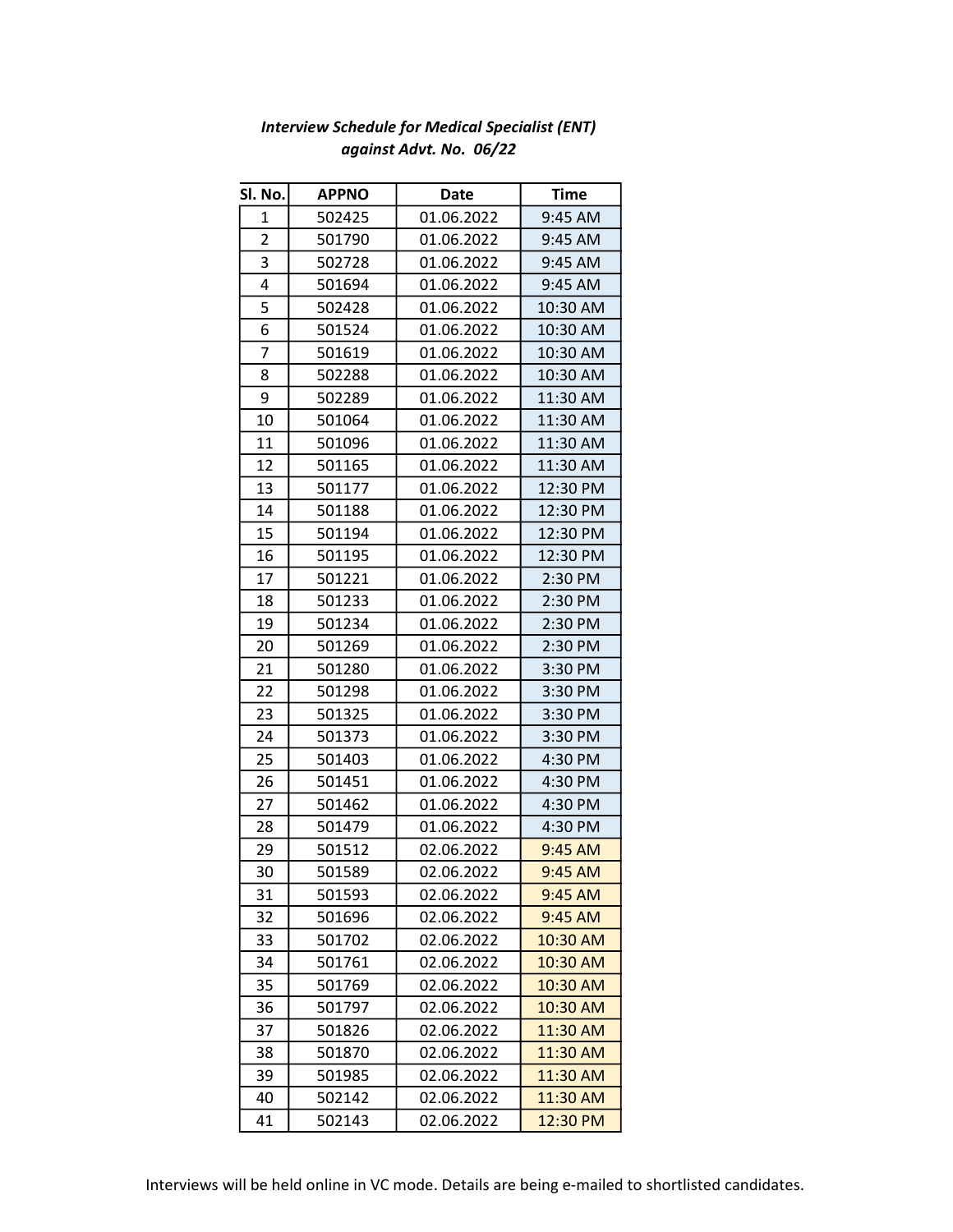***Interview Schedule for Medical Specialist (ENT) against Advt. No. 06/22***

| Sl. No. | APPNO | Date | Time |
|---|---|---|---|
| 1 | 502425 | 01.06.2022 | 9:45 AM |
| 2 | 501790 | 01.06.2022 | 9:45 AM |
| 3 | 502728 | 01.06.2022 | 9:45 AM |
| 4 | 501694 | 01.06.2022 | 9:45 AM |
| 5 | 502428 | 01.06.2022 | 10:30 AM |
| 6 | 501524 | 01.06.2022 | 10:30 AM |
| 7 | 501619 | 01.06.2022 | 10:30 AM |
| 8 | 502288 | 01.06.2022 | 10:30 AM |
| 9 | 502289 | 01.06.2022 | 11:30 AM |
| 10 | 501064 | 01.06.2022 | 11:30 AM |
| 11 | 501096 | 01.06.2022 | 11:30 AM |
| 12 | 501165 | 01.06.2022 | 11:30 AM |
| 13 | 501177 | 01.06.2022 | 12:30 PM |
| 14 | 501188 | 01.06.2022 | 12:30 PM |
| 15 | 501194 | 01.06.2022 | 12:30 PM |
| 16 | 501195 | 01.06.2022 | 12:30 PM |
| 17 | 501221 | 01.06.2022 | 2:30 PM |
| 18 | 501233 | 01.06.2022 | 2:30 PM |
| 19 | 501234 | 01.06.2022 | 2:30 PM |
| 20 | 501269 | 01.06.2022 | 2:30 PM |
| 21 | 501280 | 01.06.2022 | 3:30 PM |
| 22 | 501298 | 01.06.2022 | 3:30 PM |
| 23 | 501325 | 01.06.2022 | 3:30 PM |
| 24 | 501373 | 01.06.2022 | 3:30 PM |
| 25 | 501403 | 01.06.2022 | 4:30 PM |
| 26 | 501451 | 01.06.2022 | 4:30 PM |
| 27 | 501462 | 01.06.2022 | 4:30 PM |
| 28 | 501479 | 01.06.2022 | 4:30 PM |
| 29 | 501512 | 02.06.2022 | 9:45 AM |
| 30 | 501589 | 02.06.2022 | 9:45 AM |
| 31 | 501593 | 02.06.2022 | 9:45 AM |
| 32 | 501696 | 02.06.2022 | 9:45 AM |
| 33 | 501702 | 02.06.2022 | 10:30 AM |
| 34 | 501761 | 02.06.2022 | 10:30 AM |
| 35 | 501769 | 02.06.2022 | 10:30 AM |
| 36 | 501797 | 02.06.2022 | 10:30 AM |
| 37 | 501826 | 02.06.2022 | 11:30 AM |
| 38 | 501870 | 02.06.2022 | 11:30 AM |
| 39 | 501985 | 02.06.2022 | 11:30 AM |
| 40 | 502142 | 02.06.2022 | 11:30 AM |
| 41 | 502143 | 02.06.2022 | 12:30 PM |

Interviews will be held online in VC mode. Details are being e-mailed to shortlisted candidates.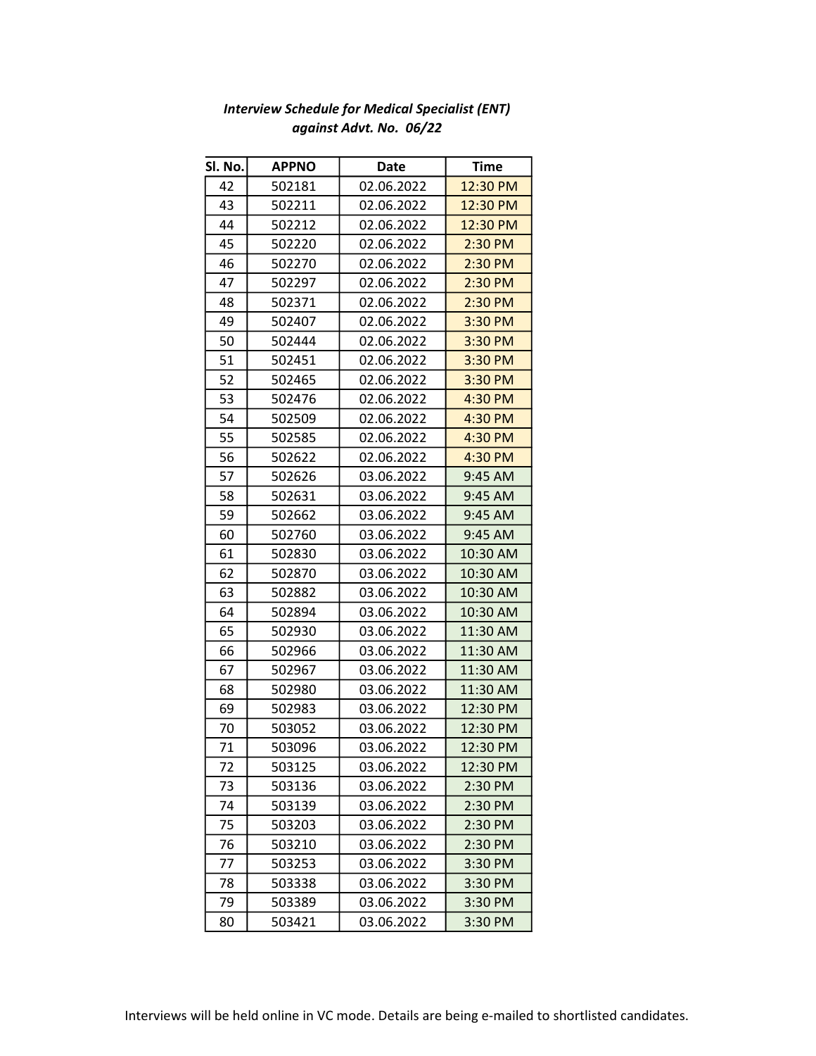*Interview Schedule for Medical Specialist (ENT) against Advt. No. 06/22*

| Sl. No. | APPNO | Date | Time |
|---|---|---|---|
| 42 | 502181 | 02.06.2022 | 12:30 PM |
| 43 | 502211 | 02.06.2022 | 12:30 PM |
| 44 | 502212 | 02.06.2022 | 12:30 PM |
| 45 | 502220 | 02.06.2022 | 2:30 PM |
| 46 | 502270 | 02.06.2022 | 2:30 PM |
| 47 | 502297 | 02.06.2022 | 2:30 PM |
| 48 | 502371 | 02.06.2022 | 2:30 PM |
| 49 | 502407 | 02.06.2022 | 3:30 PM |
| 50 | 502444 | 02.06.2022 | 3:30 PM |
| 51 | 502451 | 02.06.2022 | 3:30 PM |
| 52 | 502465 | 02.06.2022 | 3:30 PM |
| 53 | 502476 | 02.06.2022 | 4:30 PM |
| 54 | 502509 | 02.06.2022 | 4:30 PM |
| 55 | 502585 | 02.06.2022 | 4:30 PM |
| 56 | 502622 | 02.06.2022 | 4:30 PM |
| 57 | 502626 | 03.06.2022 | 9:45 AM |
| 58 | 502631 | 03.06.2022 | 9:45 AM |
| 59 | 502662 | 03.06.2022 | 9:45 AM |
| 60 | 502760 | 03.06.2022 | 9:45 AM |
| 61 | 502830 | 03.06.2022 | 10:30 AM |
| 62 | 502870 | 03.06.2022 | 10:30 AM |
| 63 | 502882 | 03.06.2022 | 10:30 AM |
| 64 | 502894 | 03.06.2022 | 10:30 AM |
| 65 | 502930 | 03.06.2022 | 11:30 AM |
| 66 | 502966 | 03.06.2022 | 11:30 AM |
| 67 | 502967 | 03.06.2022 | 11:30 AM |
| 68 | 502980 | 03.06.2022 | 11:30 AM |
| 69 | 502983 | 03.06.2022 | 12:30 PM |
| 70 | 503052 | 03.06.2022 | 12:30 PM |
| 71 | 503096 | 03.06.2022 | 12:30 PM |
| 72 | 503125 | 03.06.2022 | 12:30 PM |
| 73 | 503136 | 03.06.2022 | 2:30 PM |
| 74 | 503139 | 03.06.2022 | 2:30 PM |
| 75 | 503203 | 03.06.2022 | 2:30 PM |
| 76 | 503210 | 03.06.2022 | 2:30 PM |
| 77 | 503253 | 03.06.2022 | 3:30 PM |
| 78 | 503338 | 03.06.2022 | 3:30 PM |
| 79 | 503389 | 03.06.2022 | 3:30 PM |
| 80 | 503421 | 03.06.2022 | 3:30 PM |

Interviews will be held online in VC mode. Details are being e-mailed to shortlisted candidates.